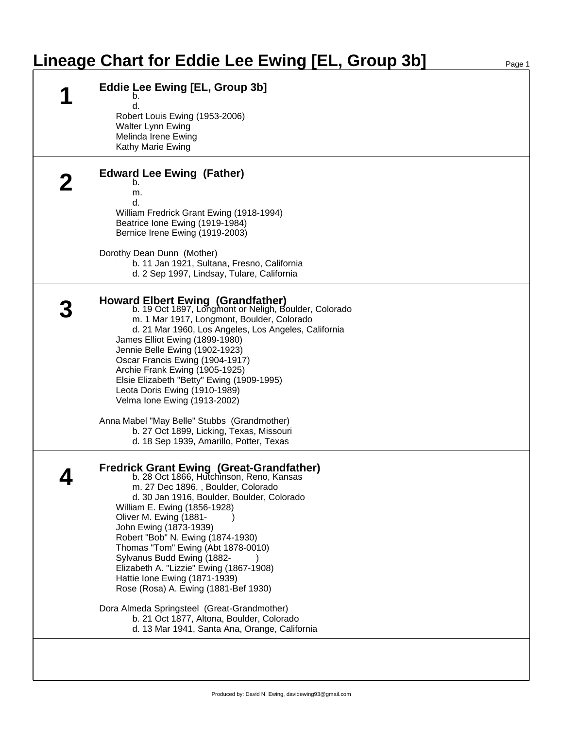# Lineage Chart for Eddie Lee Ewing [EL, Group 3b]

## 1

**Eddie Lee Ewing [EL, Group 3b]**

b.
d.

Robert Louis Ewing (1953-2006)
Walter Lynn Ewing
Melinda Irene Ewing
Kathy Marie Ewing

## 2

**Edward Lee Ewing (Father)**

b.
m.
d.

William Fredrick Grant Ewing (1918-1994)
Beatrice Ione Ewing (1919-1984)
Bernice Irene Ewing (1919-2003)

Dorothy Dean Dunn (Mother)
b. 11 Jan 1921, Sultana, Fresno, California
d. 2 Sep 1997, Lindsay, Tulare, California

## 3

**Howard Elbert Ewing (Grandfather)**

b. 19 Oct 1897, Longmont or Neligh, Boulder, Colorado
m. 1 Mar 1917, Longmont, Boulder, Colorado
d. 21 Mar 1960, Los Angeles, Los Angeles, California

James Elliot Ewing (1899-1980)
Jennie Belle Ewing (1902-1923)
Oscar Francis Ewing (1904-1917)
Archie Frank Ewing (1905-1925)
Elsie Elizabeth "Betty" Ewing (1909-1995)
Leota Doris Ewing (1910-1989)
Velma Ione Ewing (1913-2002)

Anna Mabel "May Belle" Stubbs (Grandmother)
b. 27 Oct 1899, Licking, Texas, Missouri
d. 18 Sep 1939, Amarillo, Potter, Texas

## 4

**Fredrick Grant Ewing (Great-Grandfather)**

b. 28 Oct 1866, Hutchinson, Reno, Kansas
m. 27 Dec 1896, , Boulder, Colorado
d. 30 Jan 1916, Boulder, Boulder, Colorado

William E. Ewing (1856-1928)
Oliver M. Ewing (1881- )
John Ewing (1873-1939)
Robert "Bob" N. Ewing (1874-1930)
Thomas "Tom" Ewing (Abt 1878-0010)
Sylvanus Budd Ewing (1882- )
Elizabeth A. "Lizzie" Ewing (1867-1908)
Hattie Ione Ewing (1871-1939)
Rose (Rosa) A. Ewing (1881-Bef 1930)

Dora Almeda Springsteel (Great-Grandmother)
b. 21 Oct 1877, Altona, Boulder, Colorado
d. 13 Mar 1941, Santa Ana, Orange, California

Produced by: David N. Ewing, davidewing93@gmail.com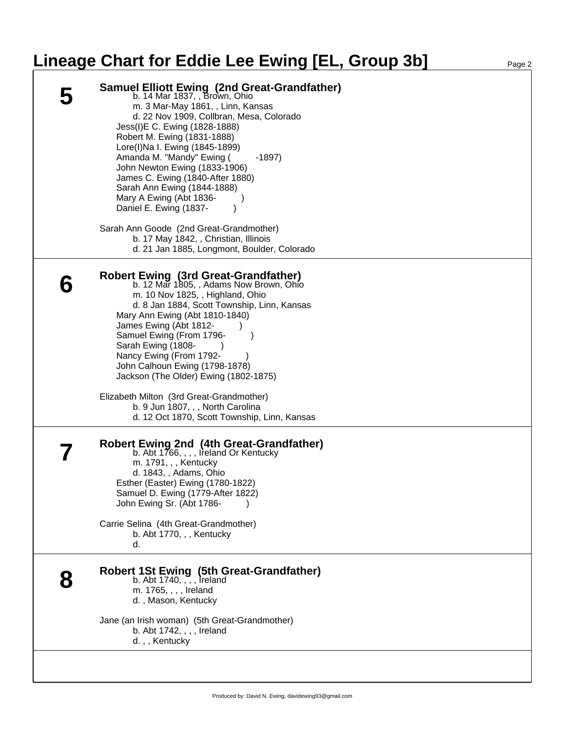# Lineage Chart for Eddie Lee Ewing [EL, Group 3b]

## 5

**Samuel Elliott Ewing (2nd Great-Grandfather)**

b. 14 Mar 1837, , Brown, Ohio
m. 3 Mar-May 1861, , Linn, Kansas
d. 22 Nov 1909, Collbran, Mesa, Colorado

- Jess(I)E C. Ewing (1828-1888)
- Robert M. Ewing (1831-1888)
- Lore(I)Na I. Ewing (1845-1899)
- Amanda M. "Mandy" Ewing ( -1897)
- John Newton Ewing (1833-1906)
- James C. Ewing (1840-After 1880)
- Sarah Ann Ewing (1844-1888)
- Mary A Ewing (Abt 1836- )
- Daniel E. Ewing (1837- )

Sarah Ann Goode (2nd Great-Grandmother)

b. 17 May 1842, , Christian, Illinois
d. 21 Jan 1885, Longmont, Boulder, Colorado

## 6

**Robert Ewing (3rd Great-Grandfather)**

b. 12 Mar 1805, , Adams Now Brown, Ohio
m. 10 Nov 1825, , Highland, Ohio
d. 8 Jan 1884, Scott Township, Linn, Kansas

- Mary Ann Ewing (Abt 1810-1840)
- James Ewing (Abt 1812- )
- Samuel Ewing (From 1796- )
- Sarah Ewing (1808- )
- Nancy Ewing (From 1792- )
- John Calhoun Ewing (1798-1878)
- Jackson (The Older) Ewing (1802-1875)

Elizabeth Milton (3rd Great-Grandmother)

b. 9 Jun 1807, , , North Carolina
d. 12 Oct 1870, Scott Township, Linn, Kansas

## 7

**Robert Ewing 2nd (4th Great-Grandfather)**

b. Abt 1766, , , , Ireland Or Kentucky
m. 1791, , , Kentucky
d. 1843, , Adams, Ohio

- Esther (Easter) Ewing (1780-1822)
- Samuel D. Ewing (1779-After 1822)
- John Ewing Sr. (Abt 1786- )

Carrie Selina (4th Great-Grandmother)

b. Abt 1770, , , Kentucky
d.

## 8

**Robert 1St Ewing (5th Great-Grandfather)**

b. Abt 1740, , , , Ireland
m. 1765, , , , Ireland
d. , Mason, Kentucky

Jane (an Irish woman) (5th Great-Grandmother)

b. Abt 1742, , , , Ireland
d. , , Kentucky

Produced by: David N. Ewing, davidewing93@gmail.com